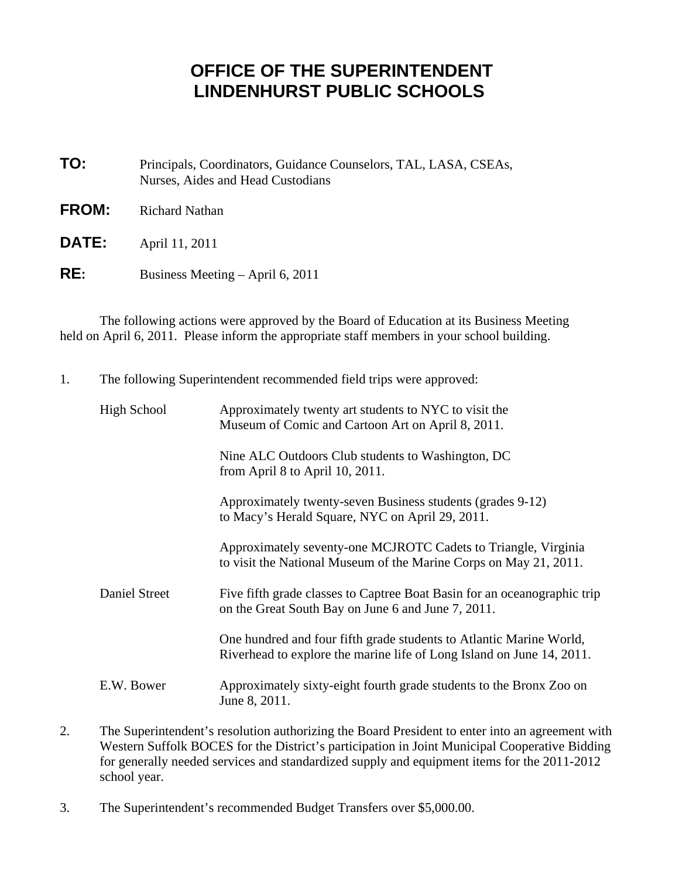# OFFICE OF THE SUPERINTENDENT
# LINDENHURST PUBLIC SCHOOLS

**TO:** Principals, Coordinators, Guidance Counselors, TAL, LASA, CSEAs, Nurses, Aides and Head Custodians

**FROM:** Richard Nathan

**DATE:** April 11, 2011

**RE:** Business Meeting – April 6, 2011

The following actions were approved by the Board of Education at its Business Meeting held on April 6, 2011. Please inform the appropriate staff members in your school building.

1. The following Superintendent recommended field trips were approved:

   **High School**
   - Approximately twenty art students to NYC to visit the Museum of Comic and Cartoon Art on April 8, 2011.
   - Nine ALC Outdoors Club students to Washington, DC from April 8 to April 10, 2011.
   - Approximately twenty-seven Business students (grades 9-12) to Macy's Herald Square, NYC on April 29, 2011.
   - Approximately seventy-one MCJROTC Cadets to Triangle, Virginia to visit the National Museum of the Marine Corps on May 21, 2011.

   **Daniel Street**
   - Five fifth grade classes to Captree Boat Basin for an oceanographic trip on the Great South Bay on June 6 and June 7, 2011.
   - One hundred and four fifth grade students to Atlantic Marine World, Riverhead to explore the marine life of Long Island on June 14, 2011.

   **E.W. Bower**
   - Approximately sixty-eight fourth grade students to the Bronx Zoo on June 8, 2011.

2. The Superintendent's resolution authorizing the Board President to enter into an agreement with Western Suffolk BOCES for the District's participation in Joint Municipal Cooperative Bidding for generally needed services and standardized supply and equipment items for the 2011-2012 school year.

3. The Superintendent's recommended Budget Transfers over $5,000.00.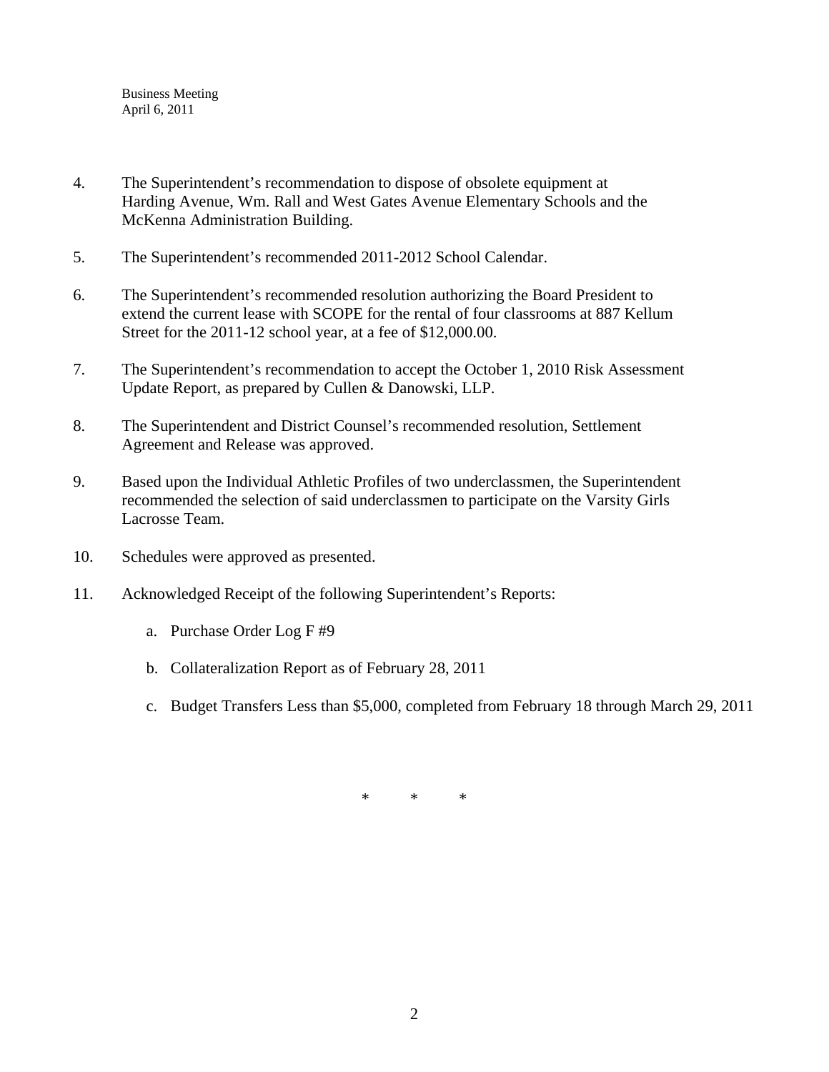4. The Superintendent's recommendation to dispose of obsolete equipment at Harding Avenue, Wm. Rall and West Gates Avenue Elementary Schools and the McKenna Administration Building.

5. The Superintendent's recommended 2011-2012 School Calendar.

6. The Superintendent's recommended resolution authorizing the Board President to extend the current lease with SCOPE for the rental of four classrooms at 887 Kellum Street for the 2011-12 school year, at a fee of $12,000.00.

7. The Superintendent's recommendation to accept the October 1, 2010 Risk Assessment Update Report, as prepared by Cullen & Danowski, LLP.

8. The Superintendent and District Counsel's recommended resolution, Settlement Agreement and Release was approved.

9. Based upon the Individual Athletic Profiles of two underclassmen, the Superintendent recommended the selection of said underclassmen to participate on the Varsity Girls Lacrosse Team.

10. Schedules were approved as presented.

11. Acknowledged Receipt of the following Superintendent's Reports:

    a. Purchase Order Log F #9

    b. Collateralization Report as of February 28, 2011

    c. Budget Transfers Less than $5,000, completed from February 18 through March 29, 2011

\* \* \*